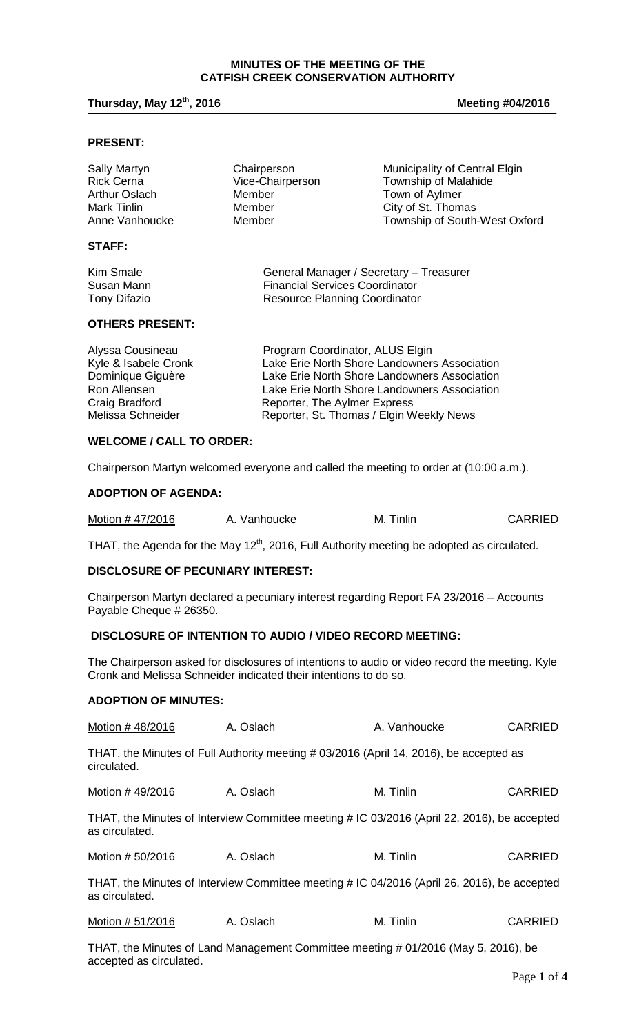# MINUTES OF THE MEETING OF THE CATFISH CREEK CONSERVATION AUTHORITY

**Thursday, May 12th, 2016** **Meeting #04/2016**

## PRESENT:

| | | |
|---|---|---|
| Sally Martyn | Chairperson | Municipality of Central Elgin |
| Rick Cerna | Vice-Chairperson | Township of Malahide |
| Arthur Oslach | Member | Town of Aylmer |
| Mark Tinlin | Member | City of St. Thomas |
| Anne Vanhoucke | Member | Township of South-West Oxford |

## STAFF:

| | |
|---|---|
| Kim Smale | General Manager / Secretary – Treasurer |
| Susan Mann | Financial Services Coordinator |
| Tony Difazio | Resource Planning Coordinator |

## OTHERS PRESENT:

| | |
|---|---|
| Alyssa Cousineau | Program Coordinator, ALUS Elgin |
| Kyle & Isabele Cronk | Lake Erie North Shore Landowners Association |
| Dominique Giguère | Lake Erie North Shore Landowners Association |
| Ron Allensen | Lake Erie North Shore Landowners Association |
| Craig Bradford | Reporter, The Aylmer Express |
| Melissa Schneider | Reporter, St. Thomas / Elgin Weekly News |

## WELCOME / CALL TO ORDER:

Chairperson Martyn welcomed everyone and called the meeting to order at (10:00 a.m.).

## ADOPTION OF AGENDA:

| | | | |
|---|---|---|---|
| Motion # 47/2016 | A. Vanhoucke | M. Tinlin | CARRIED |

THAT, the Agenda for the May 12th, 2016, Full Authority meeting be adopted as circulated.

## DISCLOSURE OF PECUNIARY INTEREST:

Chairperson Martyn declared a pecuniary interest regarding Report FA 23/2016 – Accounts Payable Cheque # 26350.

## DISCLOSURE OF INTENTION TO AUDIO / VIDEO RECORD MEETING:

The Chairperson asked for disclosures of intentions to audio or video record the meeting. Kyle Cronk and Melissa Schneider indicated their intentions to do so.

## ADOPTION OF MINUTES:

| | | | |
|---|---|---|---|
| Motion # 48/2016 | A. Oslach | A. Vanhoucke | CARRIED |

THAT, the Minutes of Full Authority meeting # 03/2016 (April 14, 2016), be accepted as circulated.

| | | | |
|---|---|---|---|
| Motion # 49/2016 | A. Oslach | M. Tinlin | CARRIED |

THAT, the Minutes of Interview Committee meeting # IC 03/2016 (April 22, 2016), be accepted as circulated.

| | | | |
|---|---|---|---|
| Motion # 50/2016 | A. Oslach | M. Tinlin | CARRIED |

THAT, the Minutes of Interview Committee meeting # IC 04/2016 (April 26, 2016), be accepted as circulated.

| | | | |
|---|---|---|---|
| Motion # 51/2016 | A. Oslach | M. Tinlin | CARRIED |

THAT, the Minutes of Land Management Committee meeting # 01/2016 (May 5, 2016), be accepted as circulated.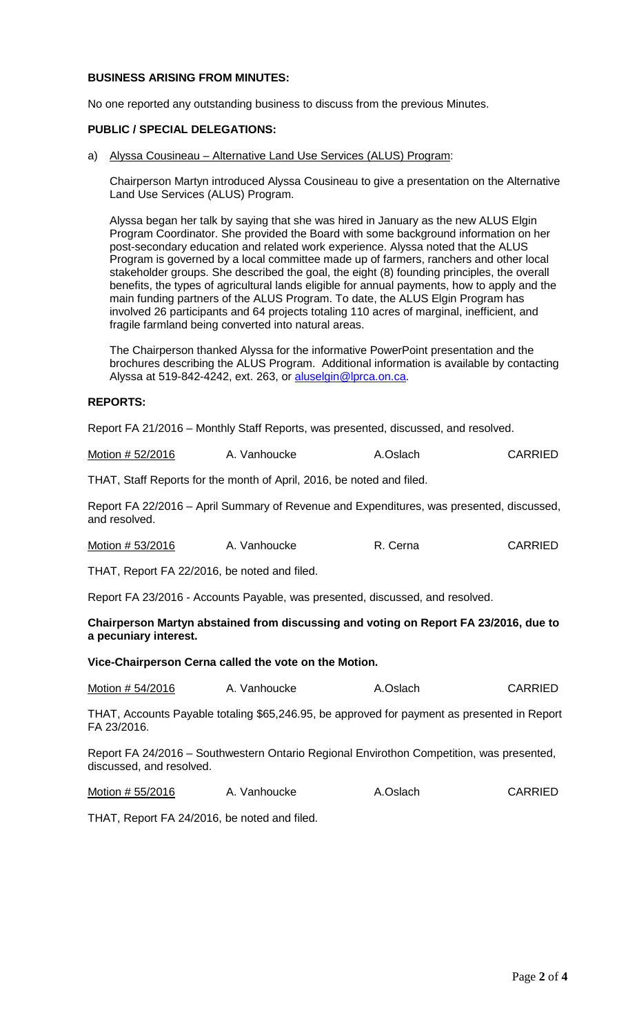**BUSINESS ARISING FROM MINUTES:**

No one reported any outstanding business to discuss from the previous Minutes.

**PUBLIC / SPECIAL DELEGATIONS:**

a) Alyssa Cousineau – Alternative Land Use Services (ALUS) Program:

Chairperson Martyn introduced Alyssa Cousineau to give a presentation on the Alternative Land Use Services (ALUS) Program.

Alyssa began her talk by saying that she was hired in January as the new ALUS Elgin Program Coordinator. She provided the Board with some background information on her post-secondary education and related work experience. Alyssa noted that the ALUS Program is governed by a local committee made up of farmers, ranchers and other local stakeholder groups. She described the goal, the eight (8) founding principles, the overall benefits, the types of agricultural lands eligible for annual payments, how to apply and the main funding partners of the ALUS Program. To date, the ALUS Elgin Program has involved 26 participants and 64 projects totaling 110 acres of marginal, inefficient, and fragile farmland being converted into natural areas.

The Chairperson thanked Alyssa for the informative PowerPoint presentation and the brochures describing the ALUS Program. Additional information is available by contacting Alyssa at 519-842-4242, ext. 263, or aluselgin@lprca.on.ca.

**REPORTS:**

Report FA 21/2016 – Monthly Staff Reports, was presented, discussed, and resolved.

| Motion # 52/2016 | A. Vanhoucke | A.Oslach | CARRIED |
|---|---|---|---|

THAT, Staff Reports for the month of April, 2016, be noted and filed.

Report FA 22/2016 – April Summary of Revenue and Expenditures, was presented, discussed, and resolved.

| Motion # 53/2016 | A. Vanhoucke | R. Cerna | CARRIED |
|---|---|---|---|

THAT, Report FA 22/2016, be noted and filed.

Report FA 23/2016 - Accounts Payable, was presented, discussed, and resolved.

**Chairperson Martyn abstained from discussing and voting on Report FA 23/2016, due to a pecuniary interest.**

**Vice-Chairperson Cerna called the vote on the Motion.**

| Motion # 54/2016 | A. Vanhoucke | A.Oslach | CARRIED |
|---|---|---|---|

THAT, Accounts Payable totaling $65,246.95, be approved for payment as presented in Report FA 23/2016.

Report FA 24/2016 – Southwestern Ontario Regional Envirothon Competition, was presented, discussed, and resolved.

| Motion # 55/2016 | A. Vanhoucke | A.Oslach | CARRIED |
|---|---|---|---|

THAT, Report FA 24/2016, be noted and filed.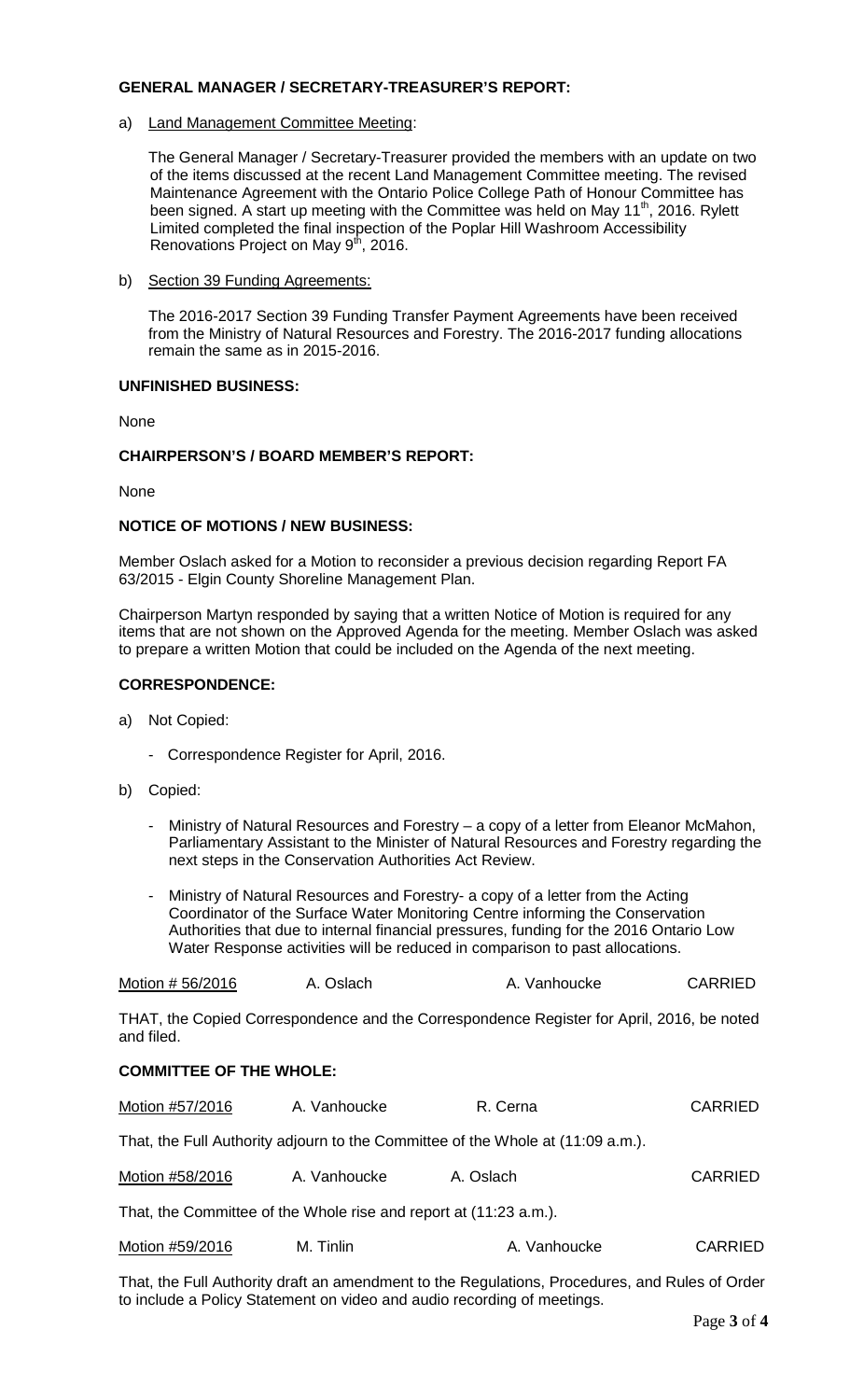## GENERAL MANAGER / SECRETARY-TREASURER'S REPORT:

a) Land Management Committee Meeting:

The General Manager / Secretary-Treasurer provided the members with an update on two of the items discussed at the recent Land Management Committee meeting. The revised Maintenance Agreement with the Ontario Police College Path of Honour Committee has been signed. A start up meeting with the Committee was held on May 11th, 2016. Rylett Limited completed the final inspection of the Poplar Hill Washroom Accessibility Renovations Project on May 9th, 2016.

b) Section 39 Funding Agreements:

The 2016-2017 Section 39 Funding Transfer Payment Agreements have been received from the Ministry of Natural Resources and Forestry. The 2016-2017 funding allocations remain the same as in 2015-2016.

## UNFINISHED BUSINESS:

None

## CHAIRPERSON'S / BOARD MEMBER'S REPORT:

None

## NOTICE OF MOTIONS / NEW BUSINESS:

Member Oslach asked for a Motion to reconsider a previous decision regarding Report FA 63/2015 - Elgin County Shoreline Management Plan.

Chairperson Martyn responded by saying that a written Notice of Motion is required for any items that are not shown on the Approved Agenda for the meeting. Member Oslach was asked to prepare a written Motion that could be included on the Agenda of the next meeting.

## CORRESPONDENCE:

a) Not Copied:

- Correspondence Register for April, 2016.

b) Copied:

- Ministry of Natural Resources and Forestry – a copy of a letter from Eleanor McMahon, Parliamentary Assistant to the Minister of Natural Resources and Forestry regarding the next steps in the Conservation Authorities Act Review.
- Ministry of Natural Resources and Forestry- a copy of a letter from the Acting Coordinator of the Surface Water Monitoring Centre informing the Conservation Authorities that due to internal financial pressures, funding for the 2016 Ontario Low Water Response activities will be reduced in comparison to past allocations.

| Motion # 56/2016 | A. Oslach | A. Vanhoucke | CARRIED |
|---|---|---|---|

THAT, the Copied Correspondence and the Correspondence Register for April, 2016, be noted and filed.

## COMMITTEE OF THE WHOLE:

| Motion #57/2016 | A. Vanhoucke | R. Cerna | CARRIED |
|---|---|---|---|

That, the Full Authority adjourn to the Committee of the Whole at (11:09 a.m.).

| Motion #58/2016 | A. Vanhoucke | A. Oslach | CARRIED |
|---|---|---|---|

That, the Committee of the Whole rise and report at (11:23 a.m.).

| Motion #59/2016 | M. Tinlin | A. Vanhoucke | CARRIED |
|---|---|---|---|

That, the Full Authority draft an amendment to the Regulations, Procedures, and Rules of Order to include a Policy Statement on video and audio recording of meetings.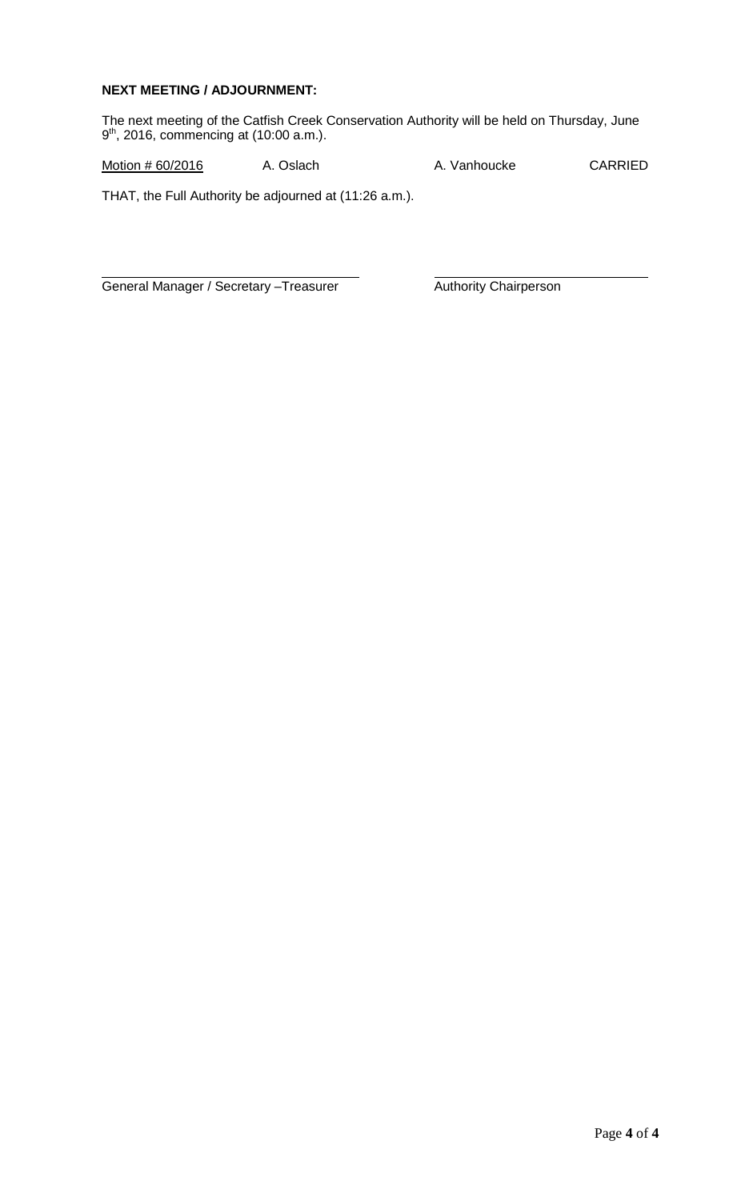**NEXT MEETING / ADJOURNMENT:**

The next meeting of the Catfish Creek Conservation Authority will be held on Thursday, June 9th, 2016, commencing at (10:00 a.m.).

Motion # 60/2016 A. Oslach A. Vanhoucke CARRIED

THAT, the Full Authority be adjourned at (11:26 a.m.).

General Manager / Secretary –Treasurer

Authority Chairperson